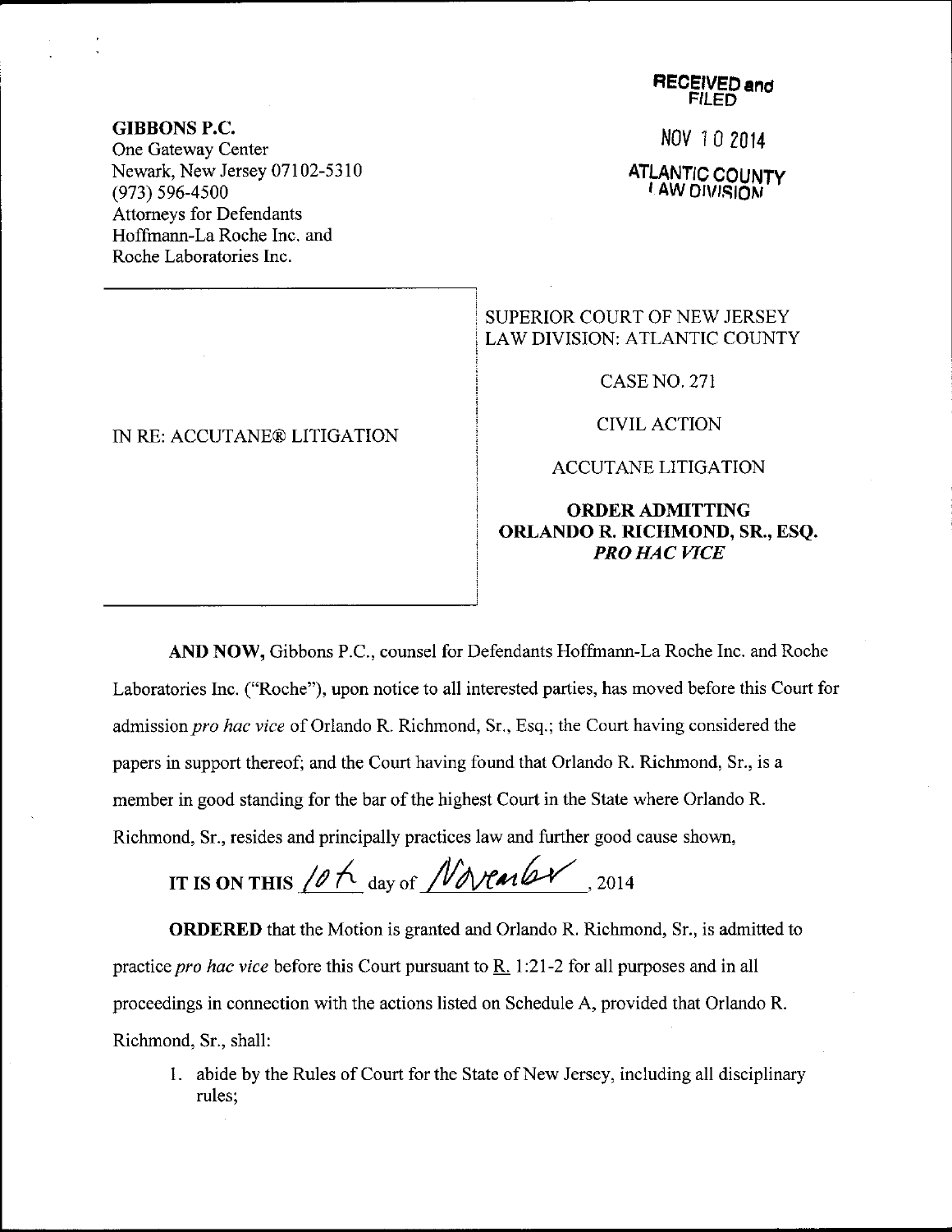**GIBBONS P.C.**
One Gateway Center
Newark, New Jersey 07102-5310
(973) 596-4500
Attorneys for Defendants
Hoffmann-La Roche Inc. and
Roche Laboratories Inc.

**RECEIVED and FILED**

NOV 10 2014

**ATLANTIC COUNTY LAW DIVISION**

IN RE: ACCUTANE® LITIGATION

SUPERIOR COURT OF NEW JERSEY
LAW DIVISION: ATLANTIC COUNTY

CASE NO. 271

CIVIL ACTION

ACCUTANE LITIGATION

**ORDER ADMITTING ORLANDO R. RICHMOND, SR., ESQ.** ***PRO HAC VICE***

**AND NOW,** Gibbons P.C., counsel for Defendants Hoffmann-La Roche Inc. and Roche Laboratories Inc. ("Roche"), upon notice to all interested parties, has moved before this Court for admission *pro hac vice* of Orlando R. Richmond, Sr., Esq.; the Court having considered the papers in support thereof; and the Court having found that Orlando R. Richmond, Sr., is a member in good standing for the bar of the highest Court in the State where Orlando R. Richmond, Sr., resides and principally practices law and further good cause shown,

**IT IS ON THIS** 10th day of November, 2014

**ORDERED** that the Motion is granted and Orlando R. Richmond, Sr., is admitted to practice *pro hac vice* before this Court pursuant to R. 1:21-2 for all purposes and in all proceedings in connection with the actions listed on Schedule A, provided that Orlando R. Richmond, Sr., shall:

1. abide by the Rules of Court for the State of New Jersey, including all disciplinary rules;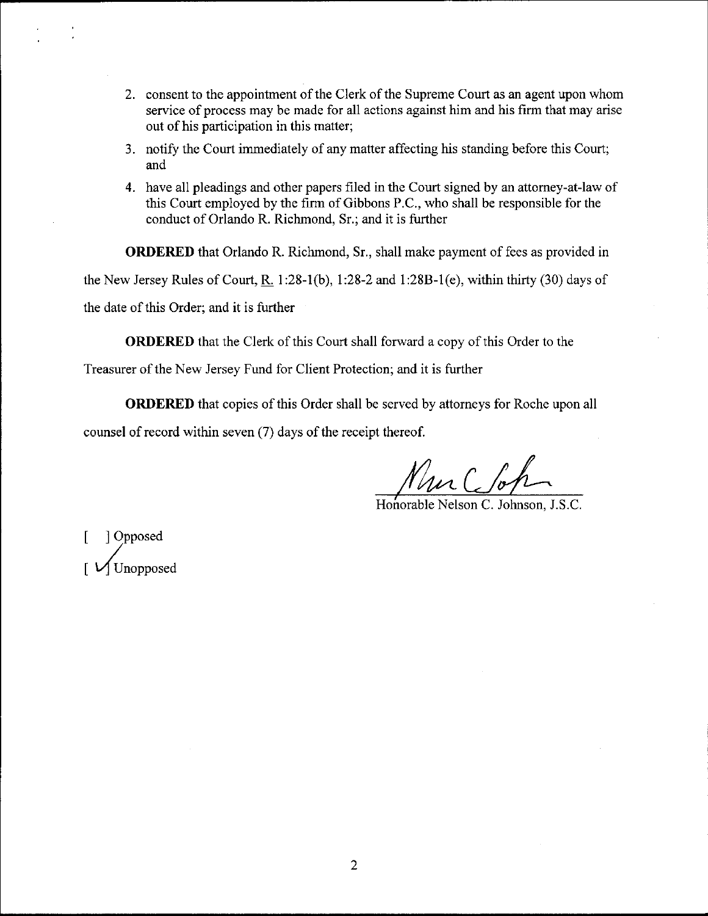2. consent to the appointment of the Clerk of the Supreme Court as an agent upon whom service of process may be made for all actions against him and his firm that may arise out of his participation in this matter;
3. notify the Court immediately of any matter affecting his standing before this Court; and
4. have all pleadings and other papers filed in the Court signed by an attorney-at-law of this Court employed by the firm of Gibbons P.C., who shall be responsible for the conduct of Orlando R. Richmond, Sr.; and it is further

**ORDERED** that Orlando R. Richmond, Sr., shall make payment of fees as provided in the New Jersey Rules of Court, R. 1:28-1(b), 1:28-2 and 1:28B-1(e), within thirty (30) days of the date of this Order; and it is further

**ORDERED** that the Clerk of this Court shall forward a copy of this Order to the Treasurer of the New Jersey Fund for Client Protection; and it is further

**ORDERED** that copies of this Order shall be served by attorneys for Roche upon all counsel of record within seven (7) days of the receipt thereof.

Honorable Nelson C. Johnson, J.S.C.

[ ] Opposed
[ ✓ ] Unopposed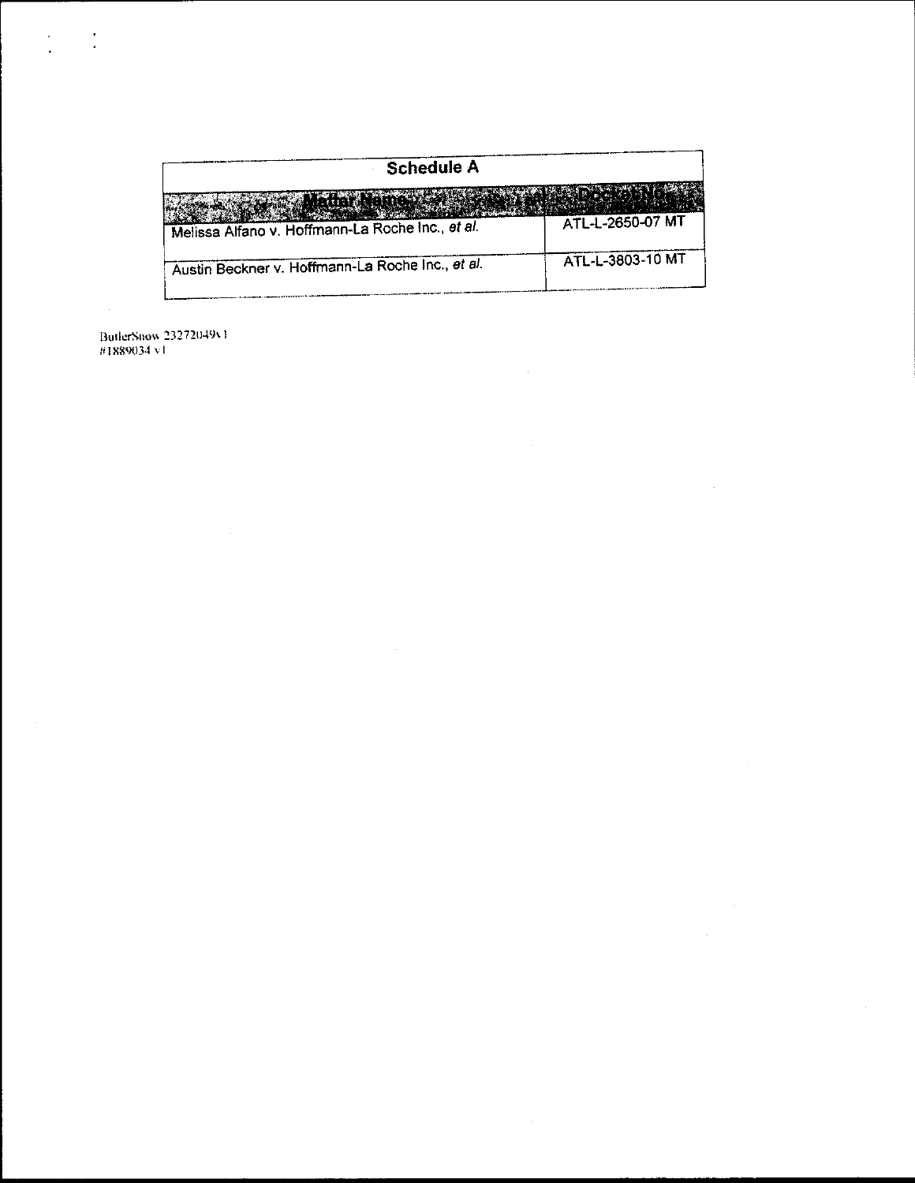| Schedule A | |
|---|---|
| Matter Name | Docket No. |
| Melissa Alfano v. Hoffmann-La Roche Inc., *et al.* | ATL-L-2650-07 MT |
| Austin Beckner v. Hoffmann-La Roche Inc., *et al.* | ATL-L-3803-10 MT |

ButlerSnow 23272049v1
#1889034 v1